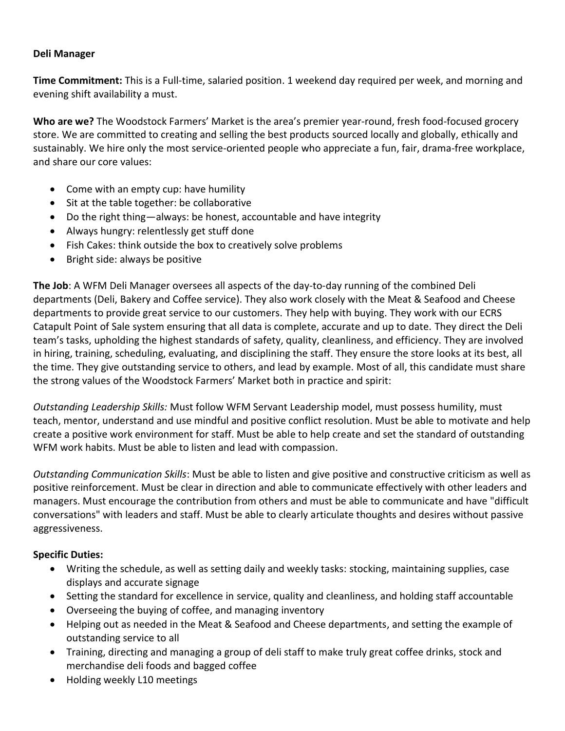**Deli Manager**

**Time Commitment:** This is a Full-time, salaried position. 1 weekend day required per week, and morning and evening shift availability a must.

**Who are we?** The Woodstock Farmers' Market is the area's premier year-round, fresh food-focused grocery store. We are committed to creating and selling the best products sourced locally and globally, ethically and sustainably. We hire only the most service-oriented people who appreciate a fun, fair, drama-free workplace, and share our core values:

- Come with an empty cup: have humility
- Sit at the table together: be collaborative
- Do the right thing—always: be honest, accountable and have integrity
- Always hungry: relentlessly get stuff done
- Fish Cakes: think outside the box to creatively solve problems
- Bright side: always be positive

**The Job**: A WFM Deli Manager oversees all aspects of the day-to-day running of the combined Deli departments (Deli, Bakery and Coffee service). They also work closely with the Meat & Seafood and Cheese departments to provide great service to our customers. They help with buying. They work with our ECRS Catapult Point of Sale system ensuring that all data is complete, accurate and up to date. They direct the Deli team's tasks, upholding the highest standards of safety, quality, cleanliness, and efficiency. They are involved in hiring, training, scheduling, evaluating, and disciplining the staff. They ensure the store looks at its best, all the time. They give outstanding service to others, and lead by example. Most of all, this candidate must share the strong values of the Woodstock Farmers' Market both in practice and spirit:

*Outstanding Leadership Skills:* Must follow WFM Servant Leadership model, must possess humility, must teach, mentor, understand and use mindful and positive conflict resolution. Must be able to motivate and help create a positive work environment for staff. Must be able to help create and set the standard of outstanding WFM work habits. Must be able to listen and lead with compassion.

*Outstanding Communication Skills*: Must be able to listen and give positive and constructive criticism as well as positive reinforcement. Must be clear in direction and able to communicate effectively with other leaders and managers. Must encourage the contribution from others and must be able to communicate and have "difficult conversations" with leaders and staff. Must be able to clearly articulate thoughts and desires without passive aggressiveness.

**Specific Duties:**

- Writing the schedule, as well as setting daily and weekly tasks: stocking, maintaining supplies, case displays and accurate signage
- Setting the standard for excellence in service, quality and cleanliness, and holding staff accountable
- Overseeing the buying of coffee, and managing inventory
- Helping out as needed in the Meat & Seafood and Cheese departments, and setting the example of outstanding service to all
- Training, directing and managing a group of deli staff to make truly great coffee drinks, stock and merchandise deli foods and bagged coffee
- Holding weekly L10 meetings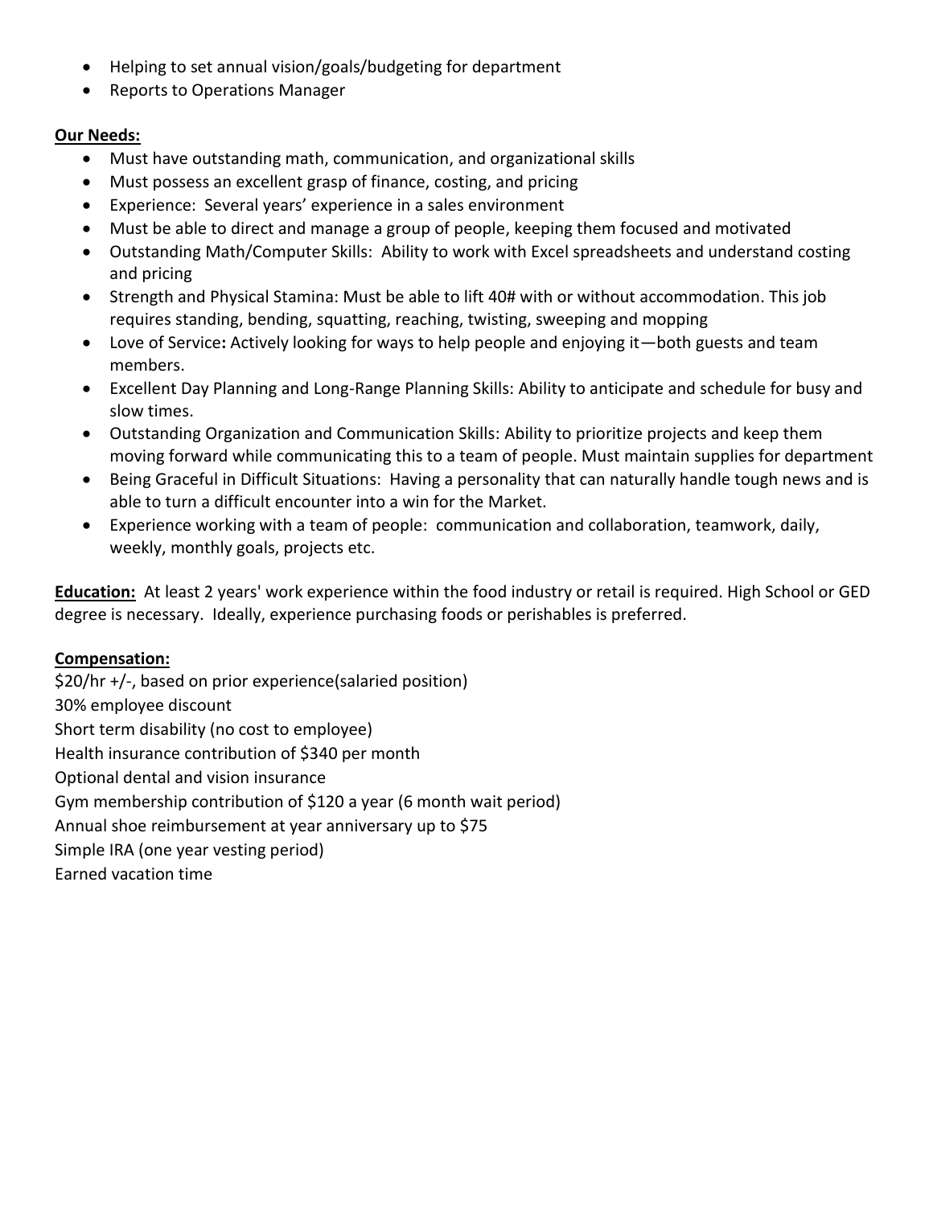- Helping to set annual vision/goals/budgeting for department
- Reports to Operations Manager

**Our Needs:**

- Must have outstanding math, communication, and organizational skills
- Must possess an excellent grasp of finance, costing, and pricing
- Experience: Several years' experience in a sales environment
- Must be able to direct and manage a group of people, keeping them focused and motivated
- Outstanding Math/Computer Skills: Ability to work with Excel spreadsheets and understand costing and pricing
- Strength and Physical Stamina: Must be able to lift 40# with or without accommodation. This job requires standing, bending, squatting, reaching, twisting, sweeping and mopping
- Love of Service**:** Actively looking for ways to help people and enjoying it—both guests and team members.
- Excellent Day Planning and Long-Range Planning Skills: Ability to anticipate and schedule for busy and slow times.
- Outstanding Organization and Communication Skills: Ability to prioritize projects and keep them moving forward while communicating this to a team of people. Must maintain supplies for department
- Being Graceful in Difficult Situations: Having a personality that can naturally handle tough news and is able to turn a difficult encounter into a win for the Market.
- Experience working with a team of people: communication and collaboration, teamwork, daily, weekly, monthly goals, projects etc.

**Education:** At least 2 years' work experience within the food industry or retail is required. High School or GED degree is necessary. Ideally, experience purchasing foods or perishables is preferred.

**Compensation:**

$20/hr +/-, based on prior experience(salaried position)
30% employee discount
Short term disability (no cost to employee)
Health insurance contribution of $340 per month
Optional dental and vision insurance
Gym membership contribution of $120 a year (6 month wait period)
Annual shoe reimbursement at year anniversary up to $75
Simple IRA (one year vesting period)
Earned vacation time